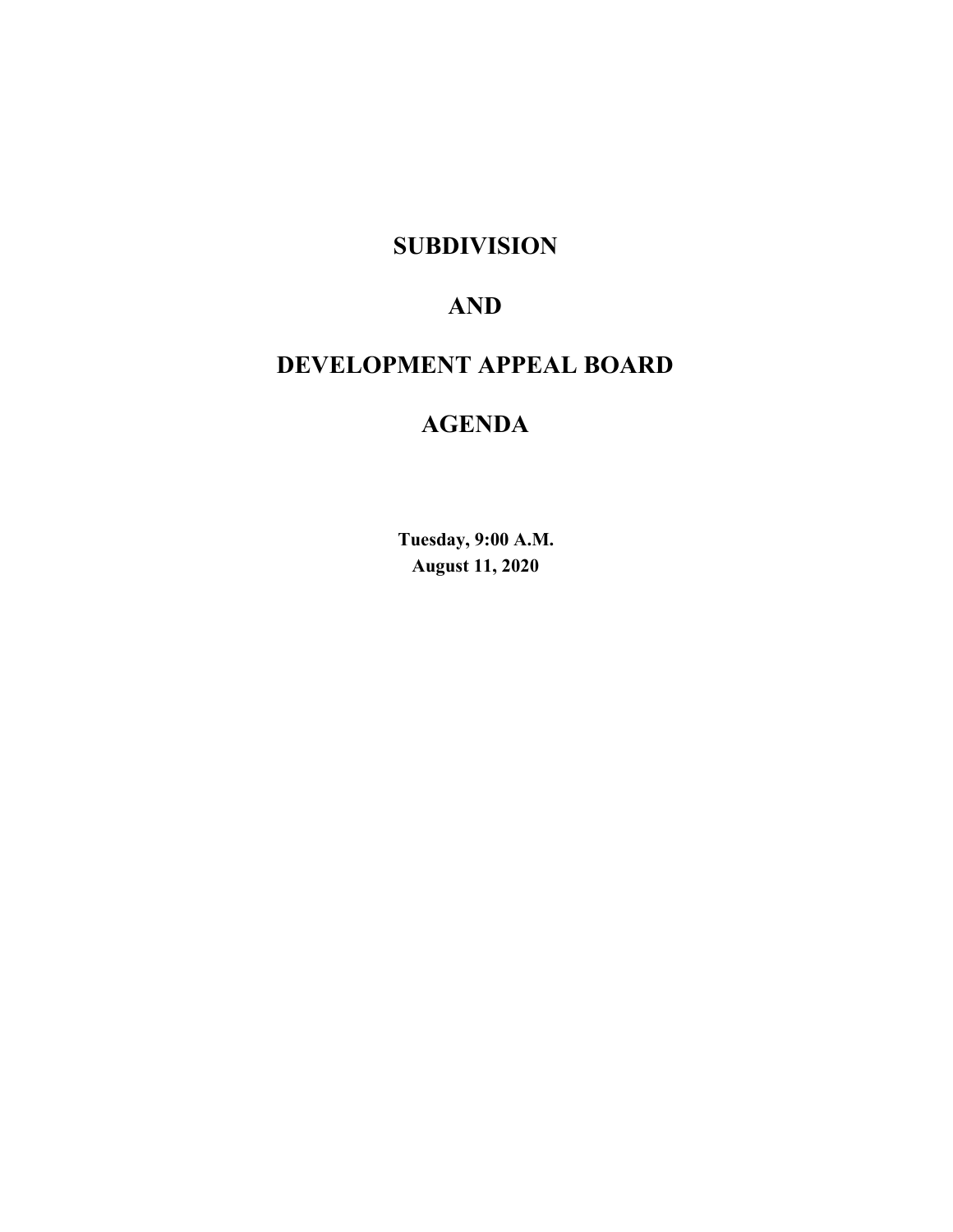# SUBDIVISION

# AND

# DEVELOPMENT APPEAL BOARD

# AGENDA

**Tuesday, 9:00 A.M.**
**August 11, 2020**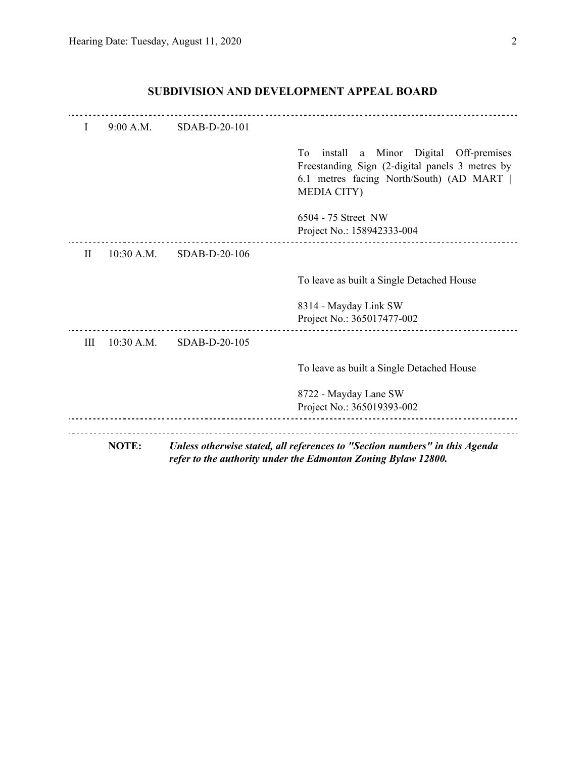## SUBDIVISION AND DEVELOPMENT APPEAL BOARD

| | | | |
|---|---|---|---|
| I | 9:00 A.M. | SDAB-D-20-101 | To install a Minor Digital Off-premises Freestanding Sign (2-digital panels 3 metres by 6.1 metres facing North/South) (AD MART \| MEDIA CITY)<br><br>6504 - 75 Street NW<br>Project No.: 158942333-004 |
| II | 10:30 A.M. | SDAB-D-20-106 | To leave as built a Single Detached House<br><br>8314 - Mayday Link SW<br>Project No.: 365017477-002 |
| III | 10:30 A.M. | SDAB-D-20-105 | To leave as built a Single Detached House<br><br>8722 - Mayday Lane SW<br>Project No.: 365019393-002 |

**NOTE:** ***Unless otherwise stated, all references to "Section numbers" in this Agenda refer to the authority under the Edmonton Zoning Bylaw 12800.***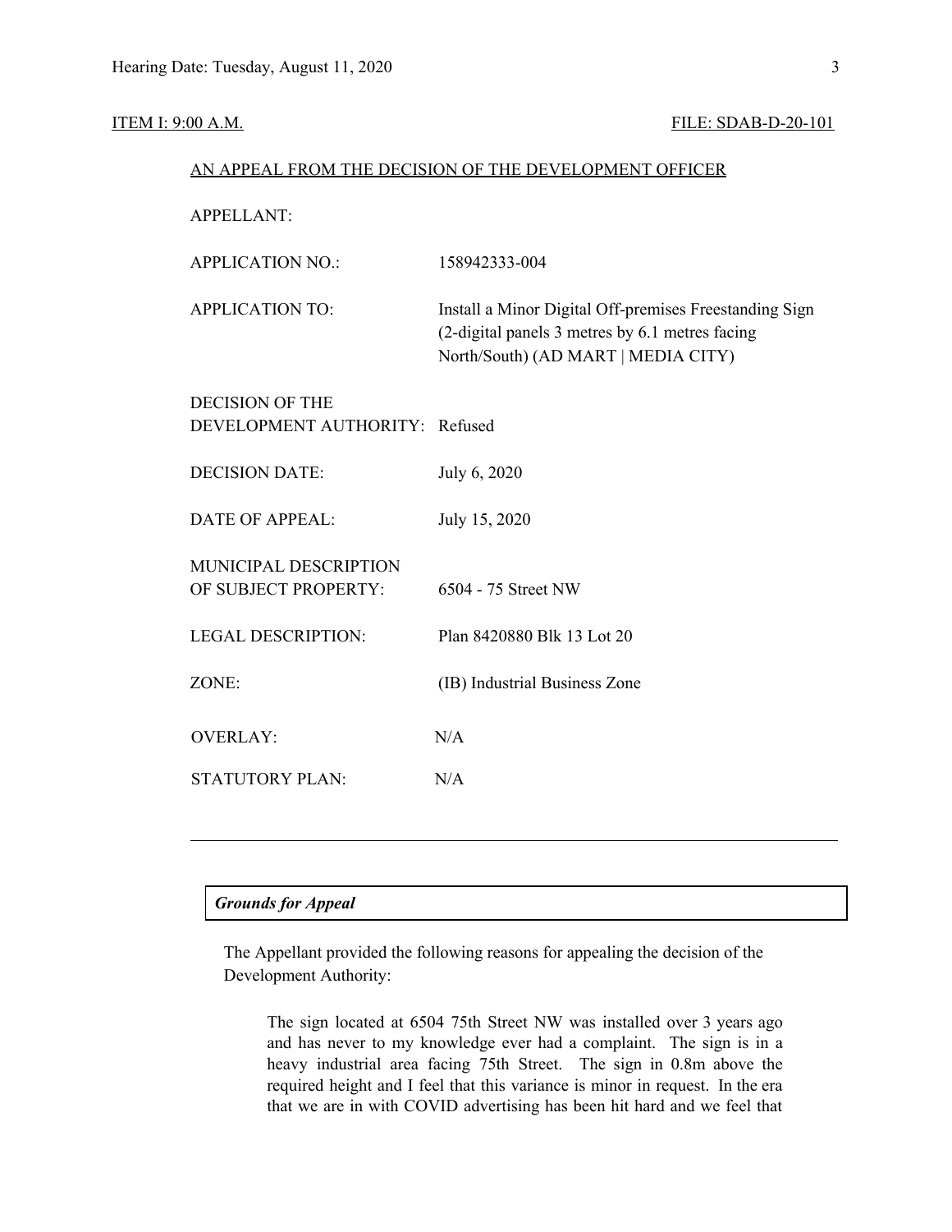ITEM I: 9:00 A.M. FILE: SDAB-D-20-101

AN APPEAL FROM THE DECISION OF THE DEVELOPMENT OFFICER

| | |
|---|---|
| APPELLANT: | |
| APPLICATION NO.: | 158942333-004 |
| APPLICATION TO: | Install a Minor Digital Off-premises Freestanding Sign (2-digital panels 3 metres by 6.1 metres facing North/South) (AD MART \| MEDIA CITY) |
| DECISION OF THE DEVELOPMENT AUTHORITY: | Refused |
| DECISION DATE: | July 6, 2020 |
| DATE OF APPEAL: | July 15, 2020 |
| MUNICIPAL DESCRIPTION OF SUBJECT PROPERTY: | 6504 - 75 Street NW |
| LEGAL DESCRIPTION: | Plan 8420880 Blk 13 Lot 20 |
| ZONE: | (IB) Industrial Business Zone |
| OVERLAY: | N/A |
| STATUTORY PLAN: | N/A |

---

***Grounds for Appeal***

The Appellant provided the following reasons for appealing the decision of the Development Authority:

> The sign located at 6504 75th Street NW was installed over 3 years ago and has never to my knowledge ever had a complaint. The sign is in a heavy industrial area facing 75th Street. The sign in 0.8m above the required height and I feel that this variance is minor in request. In the era that we are in with COVID advertising has been hit hard and we feel that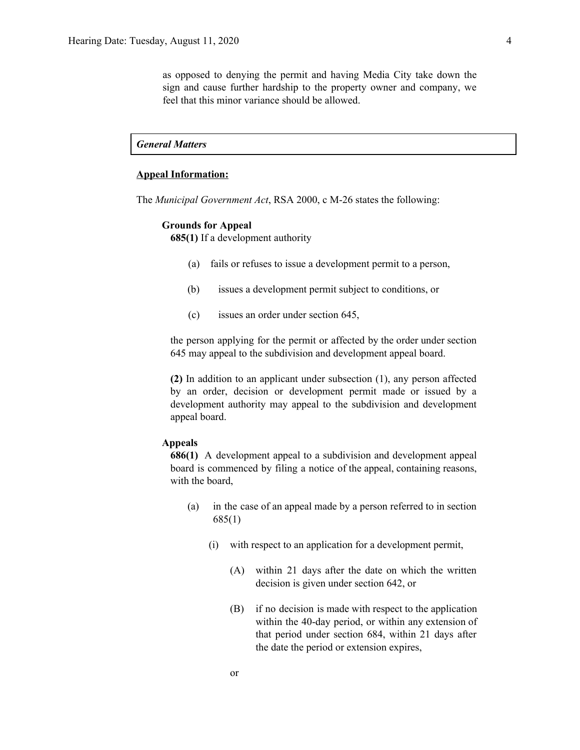as opposed to denying the permit and having Media City take down the sign and cause further hardship to the property owner and company, we feel that this minor variance should be allowed.

***General Matters***

**Appeal Information:**

The *Municipal Government Act*, RSA 2000, c M-26 states the following:

**Grounds for Appeal**

**685(1)** If a development authority

(a) fails or refuses to issue a development permit to a person,

(b) issues a development permit subject to conditions, or

(c) issues an order under section 645,

the person applying for the permit or affected by the order under section 645 may appeal to the subdivision and development appeal board.

**(2)** In addition to an applicant under subsection (1), any person affected by an order, decision or development permit made or issued by a development authority may appeal to the subdivision and development appeal board.

**Appeals**

**686(1)** A development appeal to a subdivision and development appeal board is commenced by filing a notice of the appeal, containing reasons, with the board,

(a) in the case of an appeal made by a person referred to in section 685(1)

(i) with respect to an application for a development permit,

(A) within 21 days after the date on which the written decision is given under section 642, or

(B) if no decision is made with respect to the application within the 40-day period, or within any extension of that period under section 684, within 21 days after the date the period or extension expires,

or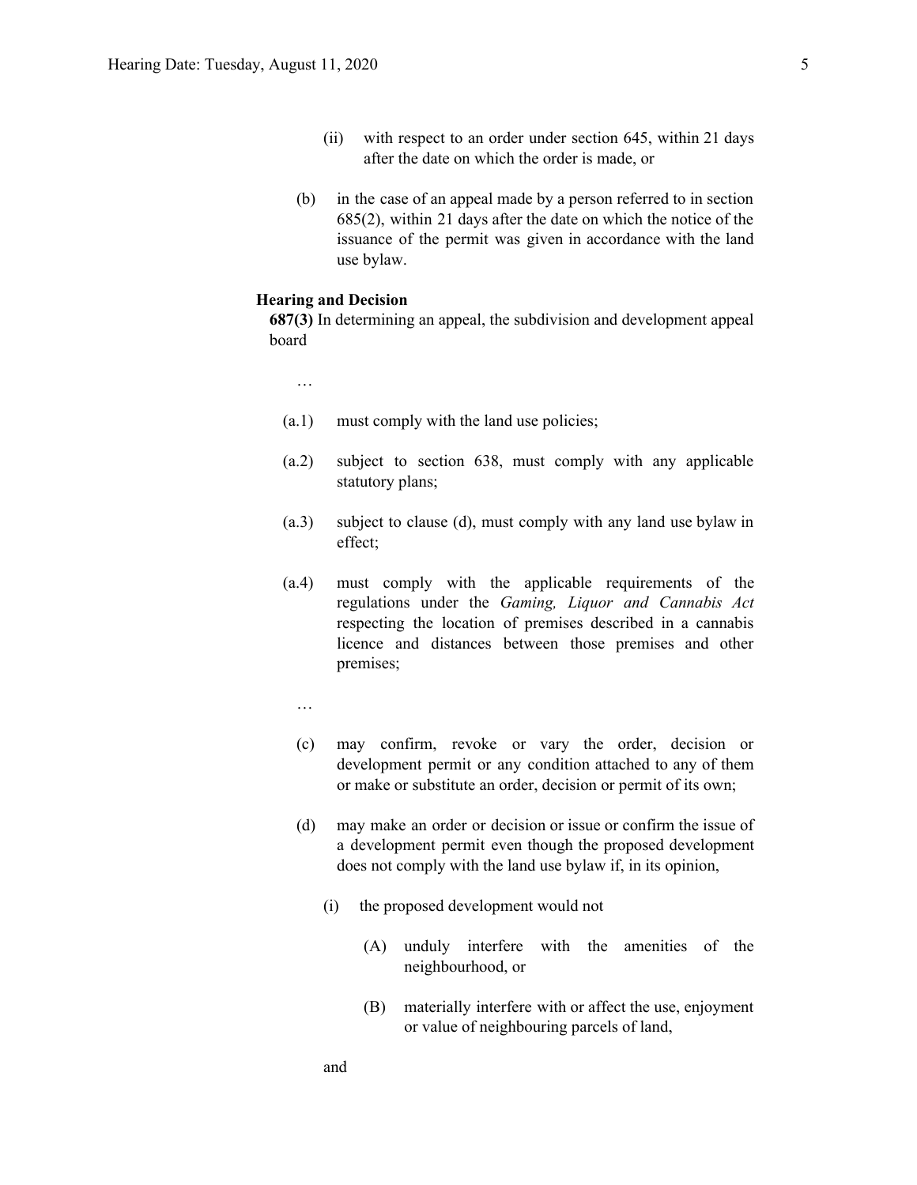(ii) with respect to an order under section 645, within 21 days after the date on which the order is made, or

(b) in the case of an appeal made by a person referred to in section 685(2), within 21 days after the date on which the notice of the issuance of the permit was given in accordance with the land use bylaw.

**Hearing and Decision**

**687(3)** In determining an appeal, the subdivision and development appeal board

…

(a.1) must comply with the land use policies;

(a.2) subject to section 638, must comply with any applicable statutory plans;

(a.3) subject to clause (d), must comply with any land use bylaw in effect;

(a.4) must comply with the applicable requirements of the regulations under the *Gaming, Liquor and Cannabis Act* respecting the location of premises described in a cannabis licence and distances between those premises and other premises;

…

(c) may confirm, revoke or vary the order, decision or development permit or any condition attached to any of them or make or substitute an order, decision or permit of its own;

(d) may make an order or decision or issue or confirm the issue of a development permit even though the proposed development does not comply with the land use bylaw if, in its opinion,

(i) the proposed development would not

(A) unduly interfere with the amenities of the neighbourhood, or

(B) materially interfere with or affect the use, enjoyment or value of neighbouring parcels of land,

and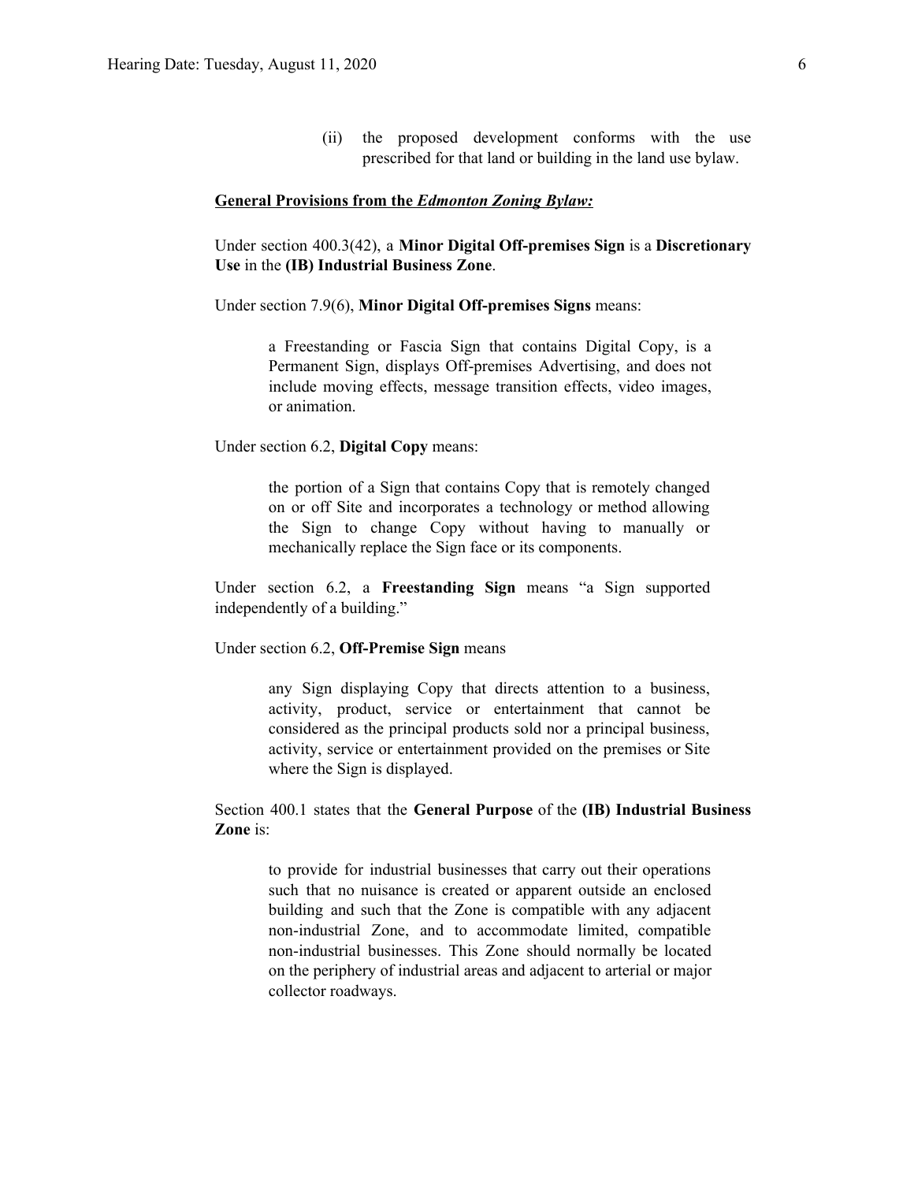(ii) the proposed development conforms with the use prescribed for that land or building in the land use bylaw.

**General Provisions from the *Edmonton Zoning Bylaw:***

Under section 400.3(42), a **Minor Digital Off-premises Sign** is a **Discretionary Use** in the **(IB) Industrial Business Zone**.

Under section 7.9(6), **Minor Digital Off-premises Signs** means:

> a Freestanding or Fascia Sign that contains Digital Copy, is a Permanent Sign, displays Off-premises Advertising, and does not include moving effects, message transition effects, video images, or animation.

Under section 6.2, **Digital Copy** means:

> the portion of a Sign that contains Copy that is remotely changed on or off Site and incorporates a technology or method allowing the Sign to change Copy without having to manually or mechanically replace the Sign face or its components.

Under section 6.2, a **Freestanding Sign** means "a Sign supported independently of a building."

Under section 6.2, **Off-Premise Sign** means

> any Sign displaying Copy that directs attention to a business, activity, product, service or entertainment that cannot be considered as the principal products sold nor a principal business, activity, service or entertainment provided on the premises or Site where the Sign is displayed.

Section 400.1 states that the **General Purpose** of the **(IB) Industrial Business Zone** is:

> to provide for industrial businesses that carry out their operations such that no nuisance is created or apparent outside an enclosed building and such that the Zone is compatible with any adjacent non-industrial Zone, and to accommodate limited, compatible non-industrial businesses. This Zone should normally be located on the periphery of industrial areas and adjacent to arterial or major collector roadways.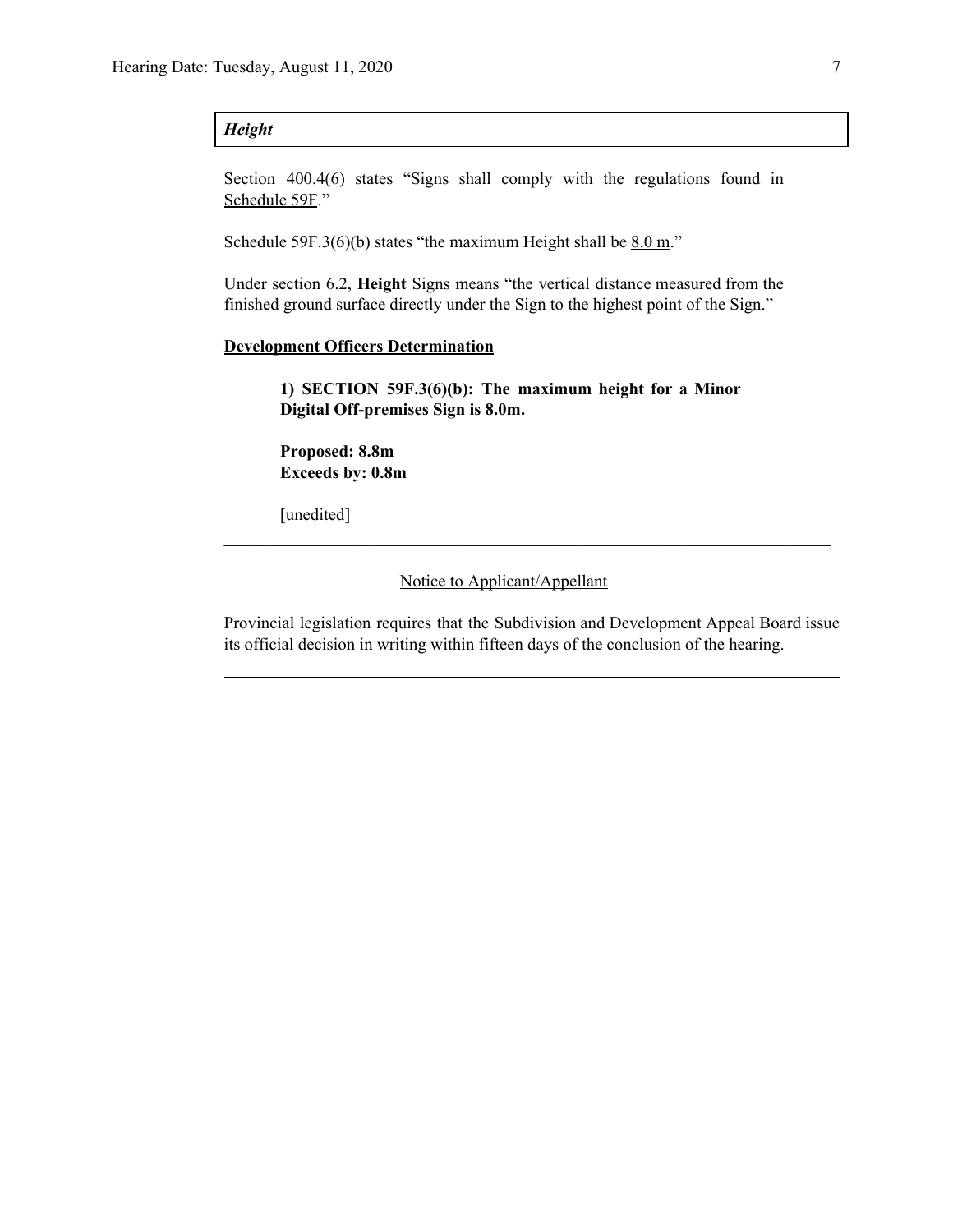| *Height* |
|---|

Section 400.4(6) states “Signs shall comply with the regulations found in Schedule 59F.”

Schedule 59F.3(6)(b) states “the maximum Height shall be 8.0 m.”

Under section 6.2, **Height** Signs means “the vertical distance measured from the finished ground surface directly under the Sign to the highest point of the Sign.”

**Development Officers Determination**

> **1) SECTION 59F.3(6)(b): The maximum height for a Minor Digital Off-premises Sign is 8.0m.**
>
> **Proposed: 8.8m**
> **Exceeds by: 0.8m**
>
> [unedited]

---

Notice to Applicant/Appellant

Provincial legislation requires that the Subdivision and Development Appeal Board issue its official decision in writing within fifteen days of the conclusion of the hearing.

---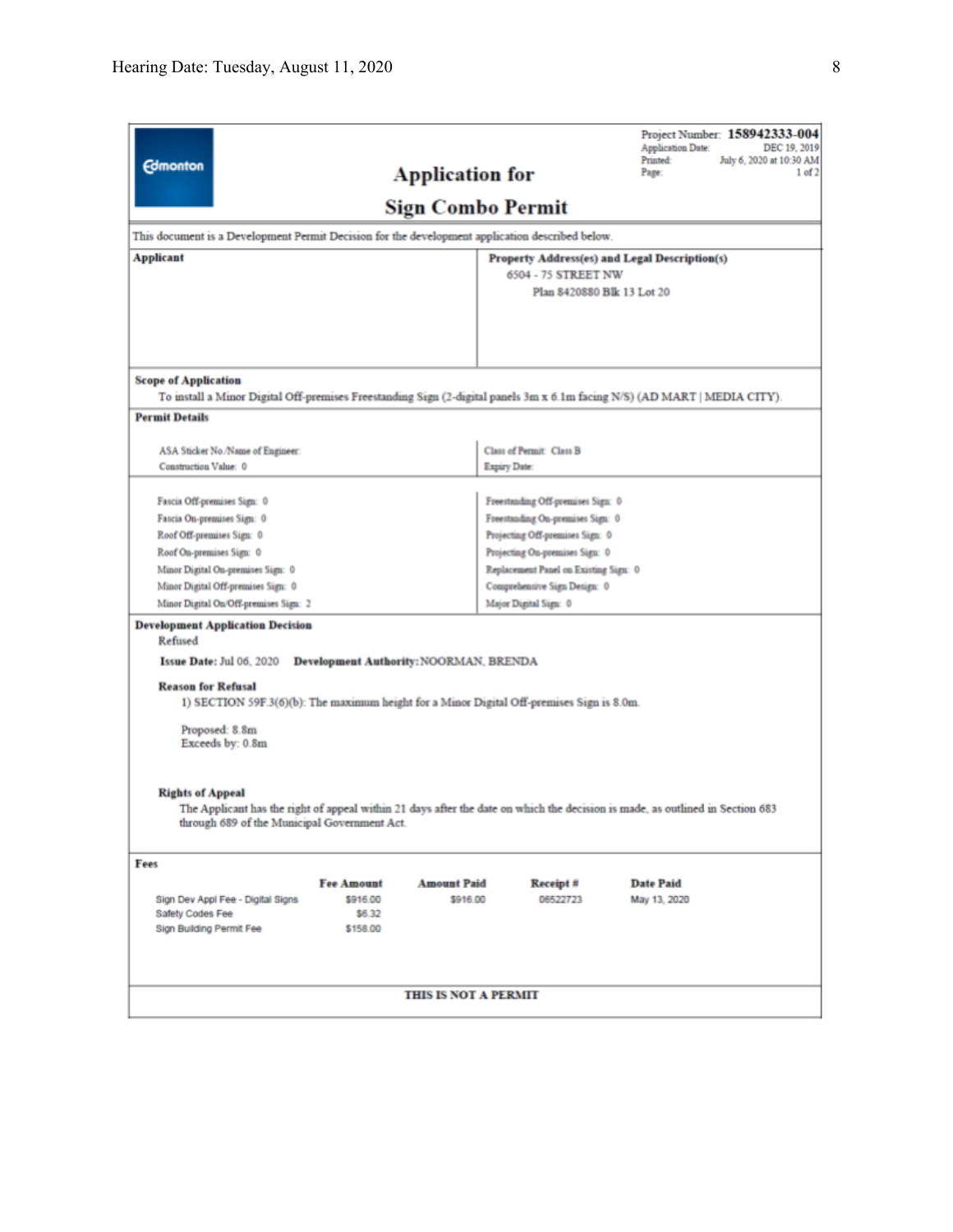Edmonton

# Application for Sign Combo Permit

Project Number: **158942333-004**
Application Date: DEC 19, 2019
Printed: July 6, 2020 at 10:30 AM
Page: 1 of 2

This document is a Development Permit Decision for the development application described below.

| **Applicant** | **Property Address(es) and Legal Description(s)** |
| --- | --- |
| | 6504 - 75 STREET NW<br>Plan 8420880 Blk 13 Lot 20 |

**Scope of Application**

To install a Minor Digital Off-premises Freestanding Sign (2-digital panels 3m x 6.1m facing N/S) (AD MART | MEDIA CITY).

**Permit Details**

| | |
| --- | --- |
| ASA Sticker No./Name of Engineer: | Class of Permit: Class B |
| Construction Value: 0 | Expiry Date: |

| | |
| --- | --- |
| Fascia Off-premises Sign: 0 | Freestanding Off-premises Sign: 0 |
| Fascia On-premises Sign: 0 | Freestanding On-premises Sign: 0 |
| Roof Off-premises Sign: 0 | Projecting Off-premises Sign: 0 |
| Roof On-premises Sign: 0 | Projecting On-premises Sign: 0 |
| Minor Digital On-premises Sign: 0 | Replacement Panel on Existing Sign: 0 |
| Minor Digital Off-premises Sign: 0 | Comprehensive Sign Design: 0 |
| Minor Digital On/Off-premises Sign: 2 | Major Digital Sign: 0 |

**Development Application Decision**

Refused

**Issue Date:** Jul 06, 2020 **Development Authority:** NOORMAN, BRENDA

**Reason for Refusal**

1) SECTION 59F.3(6)(b): The maximum height for a Minor Digital Off-premises Sign is 8.0m.

Proposed: 8.8m
Exceeds by: 0.8m

**Rights of Appeal**

The Applicant has the right of appeal within 21 days after the date on which the decision is made, as outlined in Section 683 through 689 of the Municipal Government Act.

**Fees**

| | Fee Amount | Amount Paid | Receipt # | Date Paid |
| --- | --- | --- | --- | --- |
| Sign Dev Appl Fee - Digital Signs | $916.00 | $916.00 | 06522723 | May 13, 2020 |
| Safety Codes Fee | $6.32 | | | |
| Sign Building Permit Fee | $158.00 | | | |

**THIS IS NOT A PERMIT**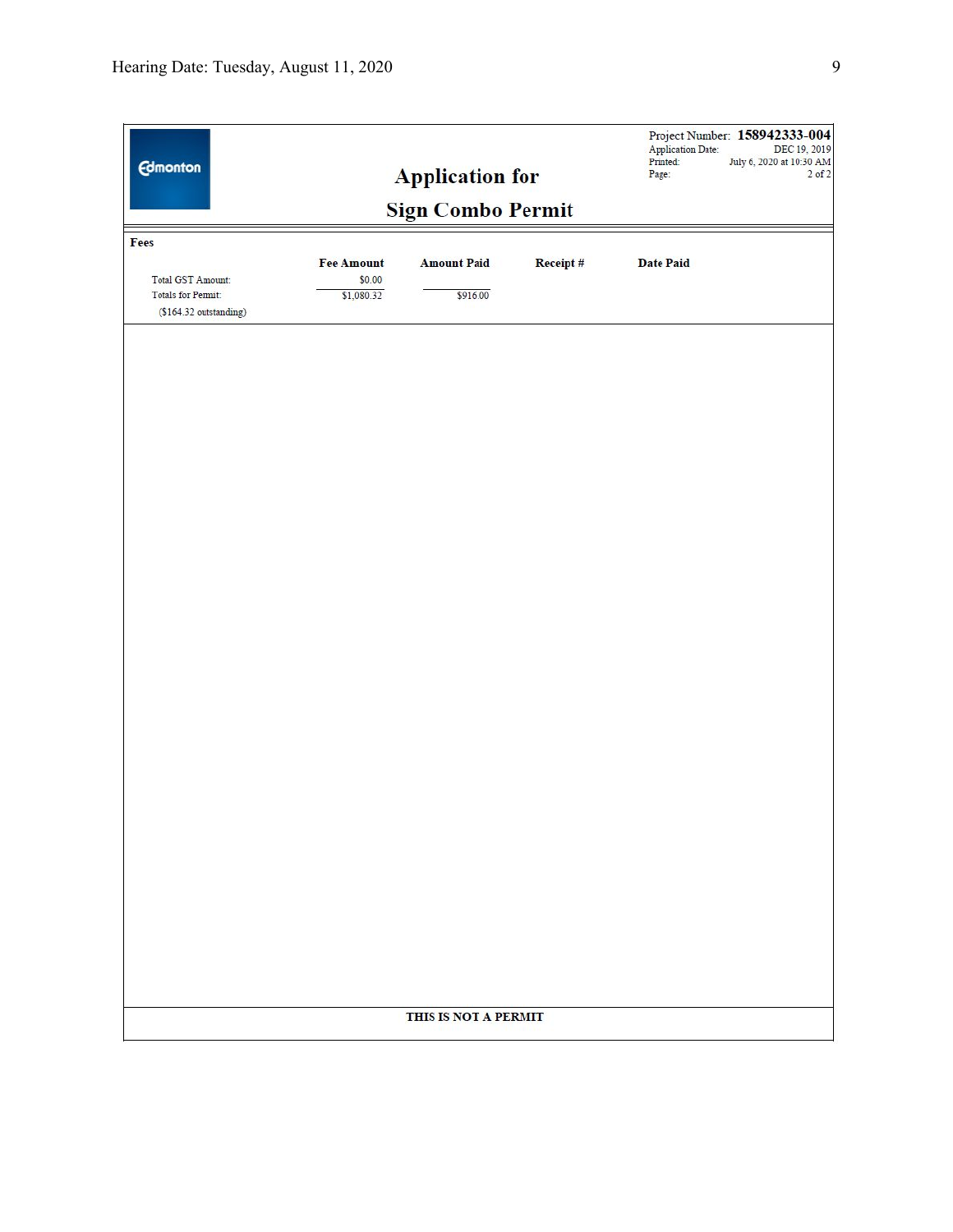Project Number: **158942333-004**
Application Date: DEC 19, 2019
Printed: July 6, 2020 at 10:30 AM
Page: 2 of 2

# Application for Sign Combo Permit

**Fees**

| | Fee Amount | Amount Paid | Receipt # | Date Paid |
|---|---|---|---|---|
| Total GST Amount: | $0.00 | | | |
| Totals for Permit: | $1,080.32 | $916.00 | | |
| ($164.32 outstanding) | | | | |

**THIS IS NOT A PERMIT**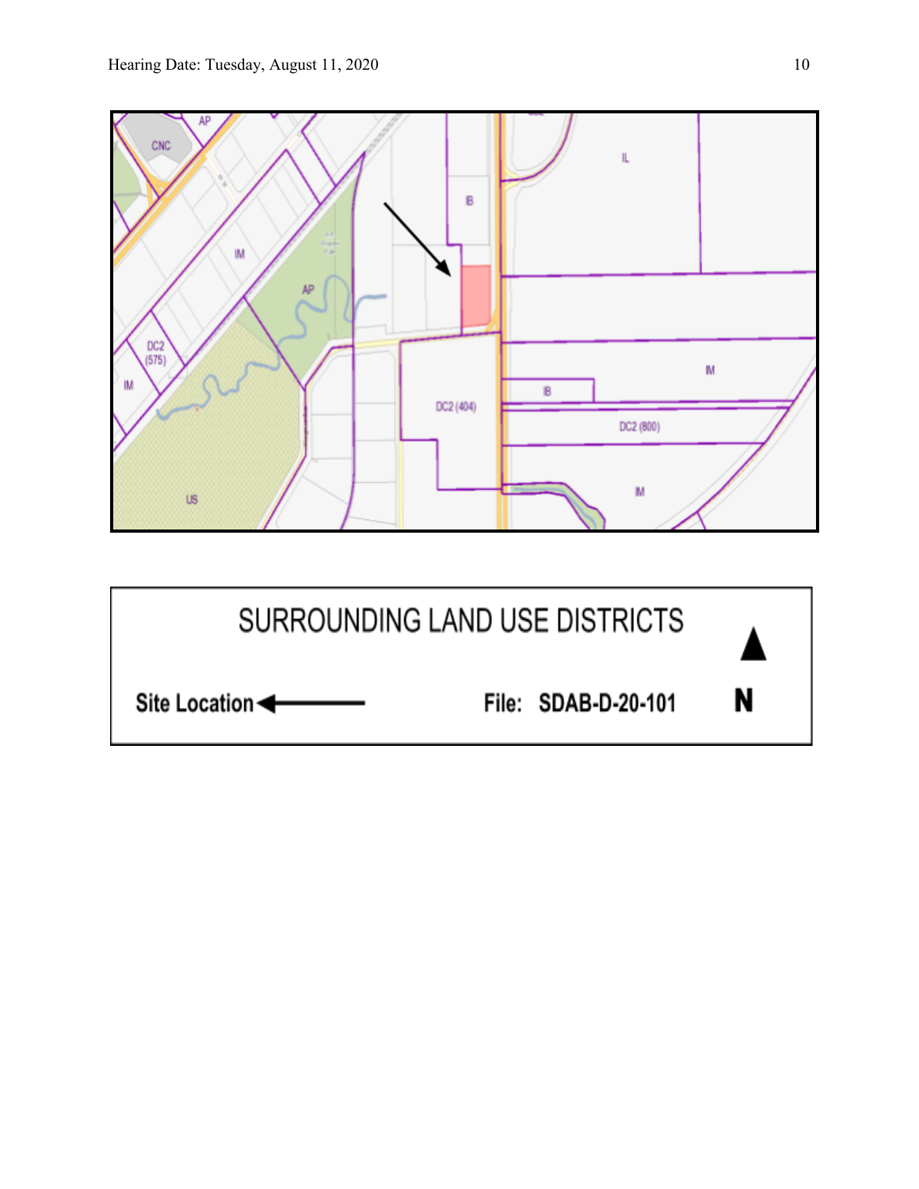SURROUNDING LAND USE DISTRICTS

**Site Location** ◄———

**File: SDAB-D-20-101**

▲
**N**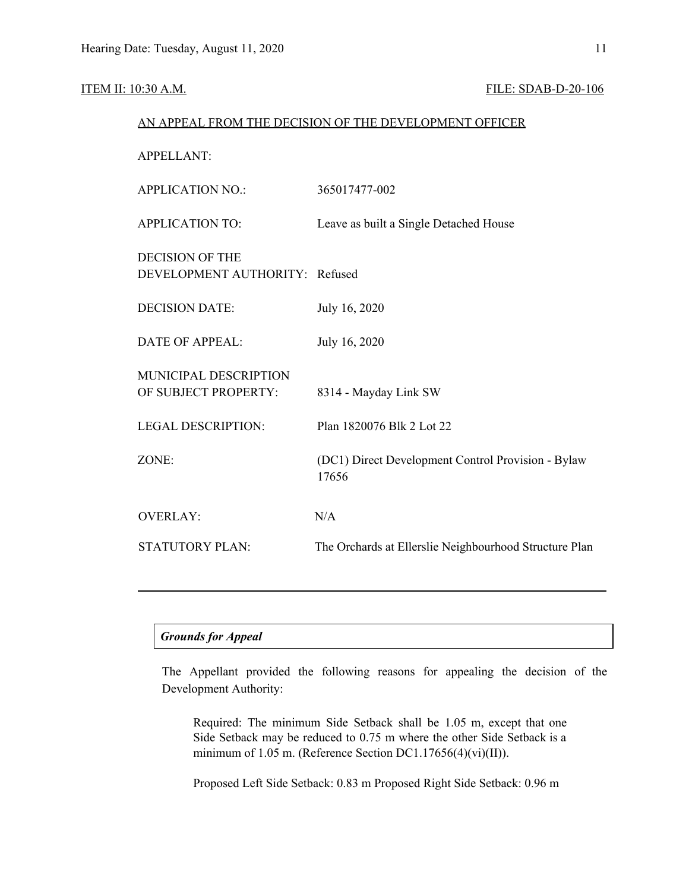ITEM II: 10:30 A.M. FILE: SDAB-D-20-106

AN APPEAL FROM THE DECISION OF THE DEVELOPMENT OFFICER

| | |
|---|---|
| APPELLANT: | |
| APPLICATION NO.: | 365017477-002 |
| APPLICATION TO: | Leave as built a Single Detached House |
| DECISION OF THE DEVELOPMENT AUTHORITY: | Refused |
| DECISION DATE: | July 16, 2020 |
| DATE OF APPEAL: | July 16, 2020 |
| MUNICIPAL DESCRIPTION OF SUBJECT PROPERTY: | 8314 - Mayday Link SW |
| LEGAL DESCRIPTION: | Plan 1820076 Blk 2 Lot 22 |
| ZONE: | (DC1) Direct Development Control Provision - Bylaw 17656 |
| OVERLAY: | N/A |
| STATUTORY PLAN: | The Orchards at Ellerslie Neighbourhood Structure Plan |

---

***Grounds for Appeal***

The Appellant provided the following reasons for appealing the decision of the Development Authority:

> Required: The minimum Side Setback shall be 1.05 m, except that one Side Setback may be reduced to 0.75 m where the other Side Setback is a minimum of 1.05 m. (Reference Section DC1.17656(4)(vi)(II)).
>
> Proposed Left Side Setback: 0.83 m Proposed Right Side Setback: 0.96 m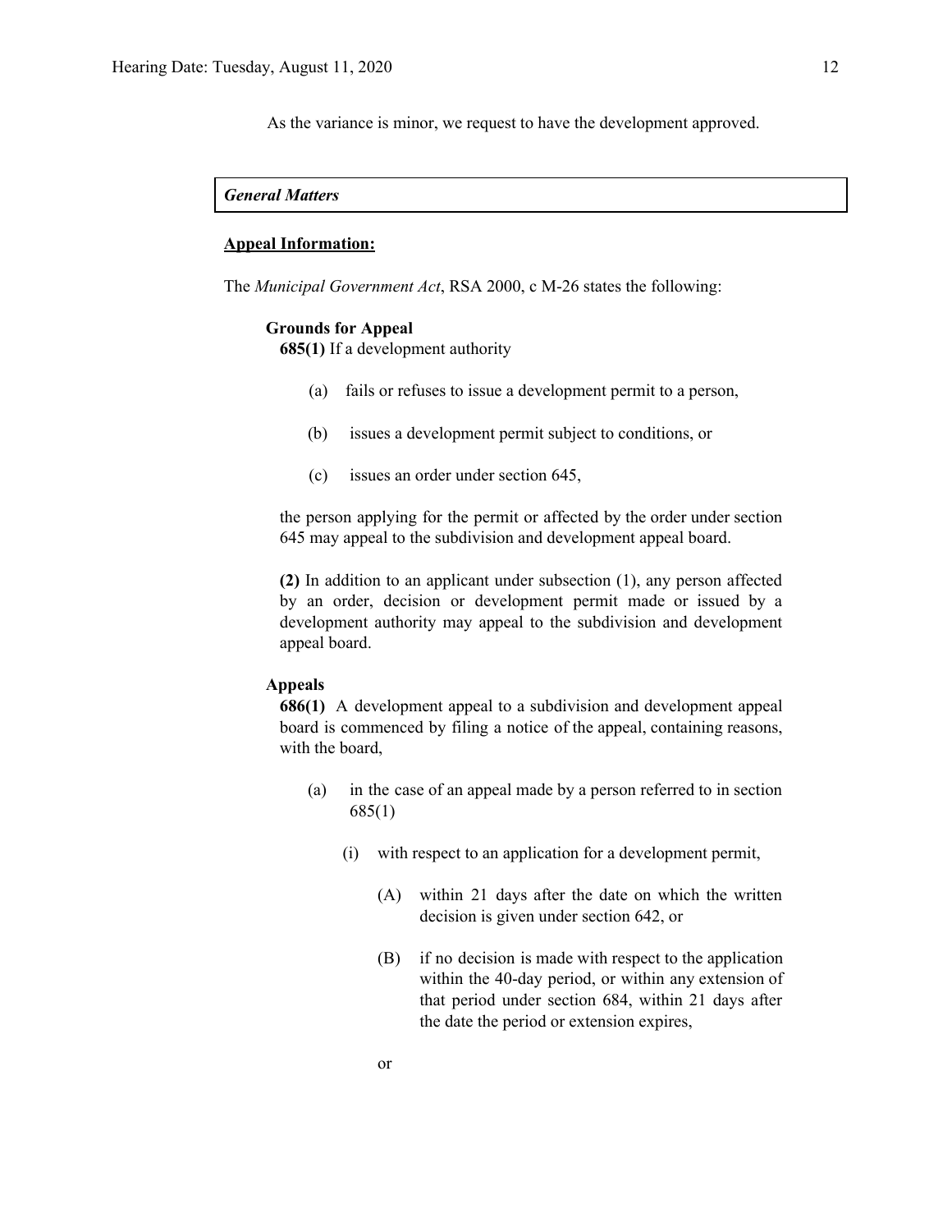As the variance is minor, we request to have the development approved.

***General Matters***

**<u>Appeal Information:</u>**

The *Municipal Government Act*, RSA 2000, c M-26 states the following:

**Grounds for Appeal**

**685(1)** If a development authority

(a) fails or refuses to issue a development permit to a person,

(b) issues a development permit subject to conditions, or

(c) issues an order under section 645,

the person applying for the permit or affected by the order under section 645 may appeal to the subdivision and development appeal board.

**(2)** In addition to an applicant under subsection (1), any person affected by an order, decision or development permit made or issued by a development authority may appeal to the subdivision and development appeal board.

**Appeals**

**686(1)** A development appeal to a subdivision and development appeal board is commenced by filing a notice of the appeal, containing reasons, with the board,

(a) in the case of an appeal made by a person referred to in section 685(1)

(i) with respect to an application for a development permit,

(A) within 21 days after the date on which the written decision is given under section 642, or

(B) if no decision is made with respect to the application within the 40-day period, or within any extension of that period under section 684, within 21 days after the date the period or extension expires,

or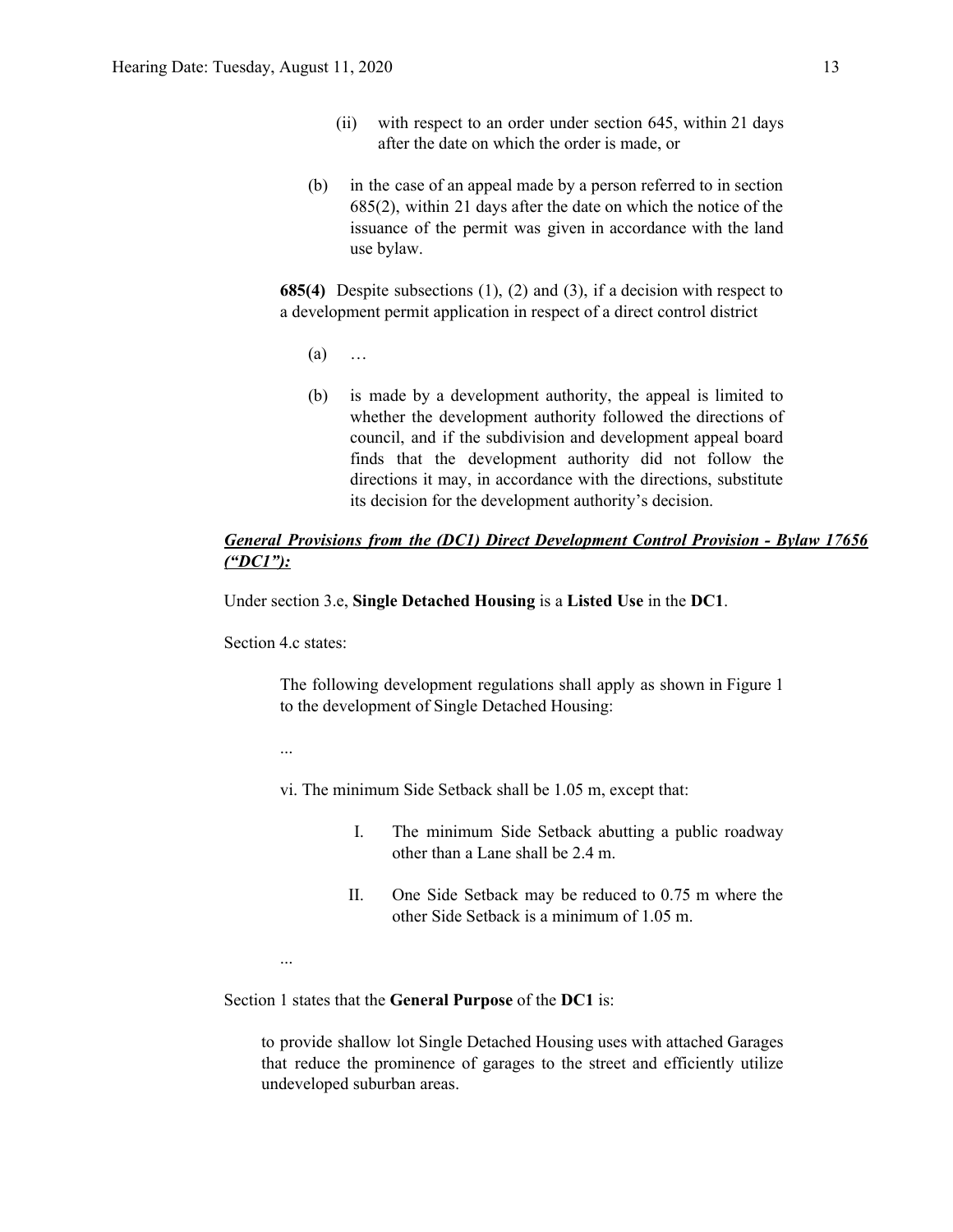(ii) with respect to an order under section 645, within 21 days after the date on which the order is made, or

(b) in the case of an appeal made by a person referred to in section 685(2), within 21 days after the date on which the notice of the issuance of the permit was given in accordance with the land use bylaw.

**685(4)** Despite subsections (1), (2) and (3), if a decision with respect to a development permit application in respect of a direct control district

(a) …

(b) is made by a development authority, the appeal is limited to whether the development authority followed the directions of council, and if the subdivision and development appeal board finds that the development authority did not follow the directions it may, in accordance with the directions, substitute its decision for the development authority's decision.

***General Provisions from the (DC1) Direct Development Control Provision - Bylaw 17656 ("DC1"):***

Under section 3.e, **Single Detached Housing** is a **Listed Use** in the **DC1**.

Section 4.c states:

> The following development regulations shall apply as shown in Figure 1 to the development of Single Detached Housing:
>
> ...
>
> vi. The minimum Side Setback shall be 1.05 m, except that:
>
> I. The minimum Side Setback abutting a public roadway other than a Lane shall be 2.4 m.
>
> II. One Side Setback may be reduced to 0.75 m where the other Side Setback is a minimum of 1.05 m.
>
> ...

Section 1 states that the **General Purpose** of the **DC1** is:

> to provide shallow lot Single Detached Housing uses with attached Garages that reduce the prominence of garages to the street and efficiently utilize undeveloped suburban areas.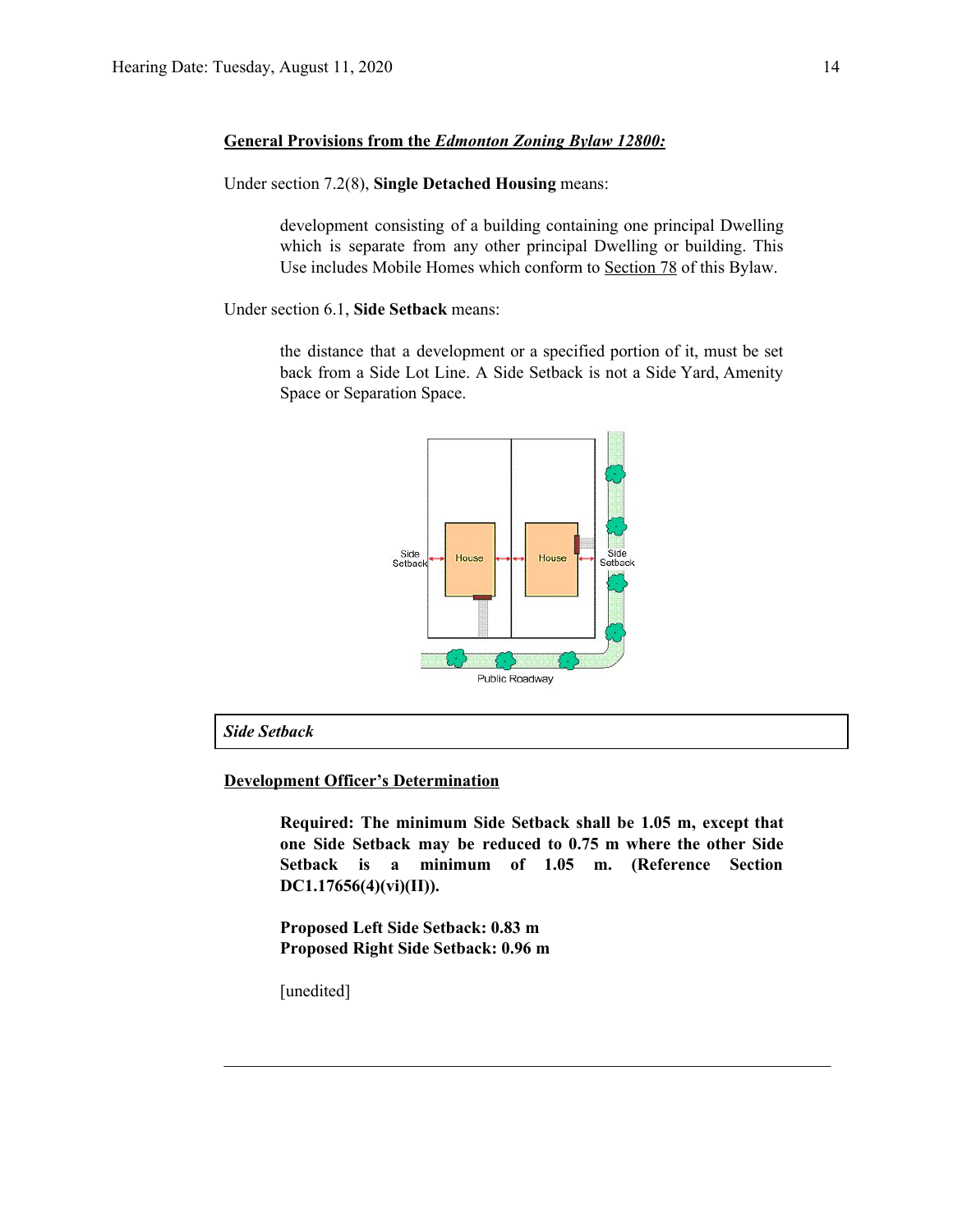**General Provisions from the *Edmonton Zoning Bylaw 12800:***

Under section 7.2(8), **Single Detached Housing** means:

> development consisting of a building containing one principal Dwelling which is separate from any other principal Dwelling or building. This Use includes Mobile Homes which conform to Section 78 of this Bylaw.

Under section 6.1, **Side Setback** means:

> the distance that a development or a specified portion of it, must be set back from a Side Lot Line. A Side Setback is not a Side Yard, Amenity Space or Separation Space.

| ***Side Setback*** |
|---|

**Development Officer's Determination**

> **Required: The minimum Side Setback shall be 1.05 m, except that one Side Setback may be reduced to 0.75 m where the other Side Setback is a minimum of 1.05 m. (Reference Section DC1.17656(4)(vi)(II)).**
>
> **Proposed Left Side Setback: 0.83 m**
> **Proposed Right Side Setback: 0.96 m**
>
> [unedited]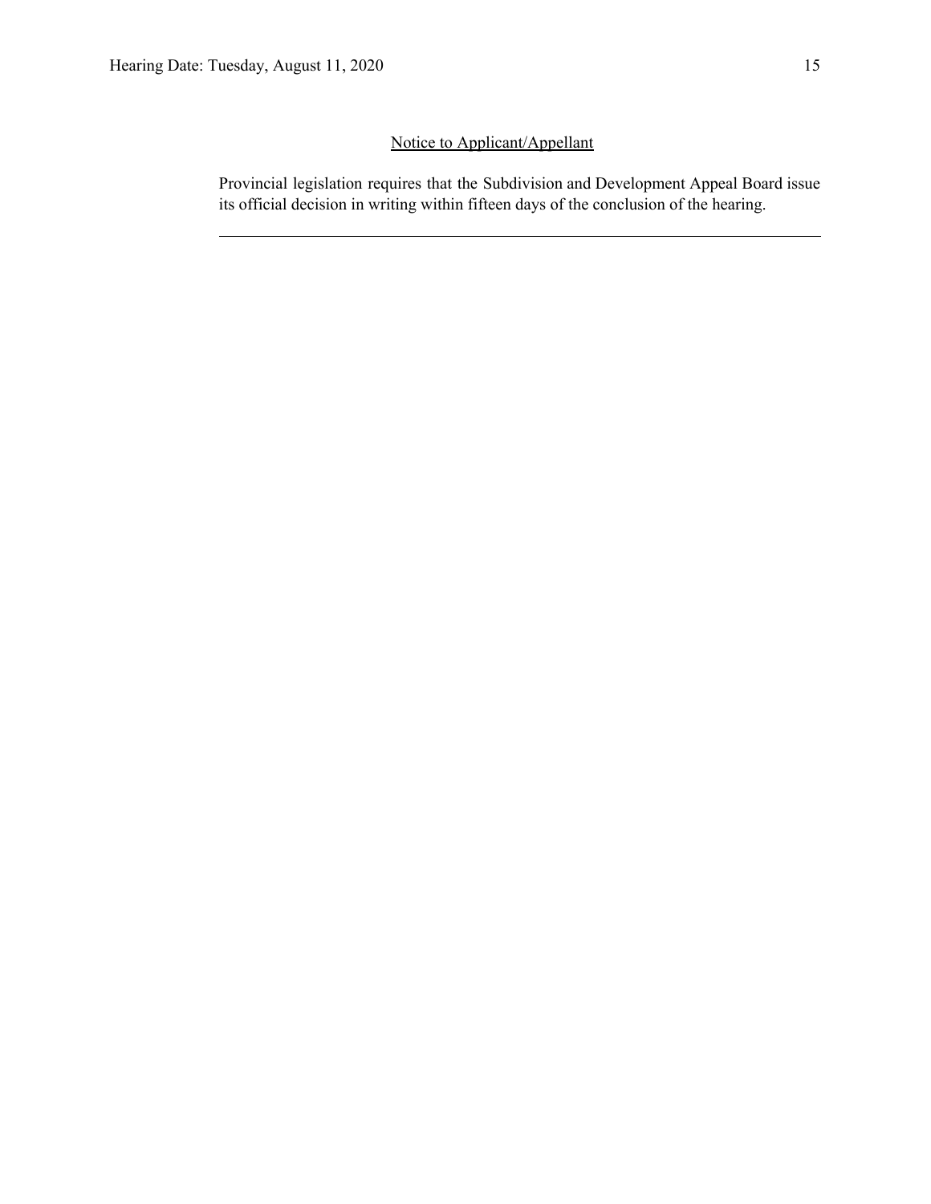Notice to Applicant/Appellant

Provincial legislation requires that the Subdivision and Development Appeal Board issue its official decision in writing within fifteen days of the conclusion of the hearing.

---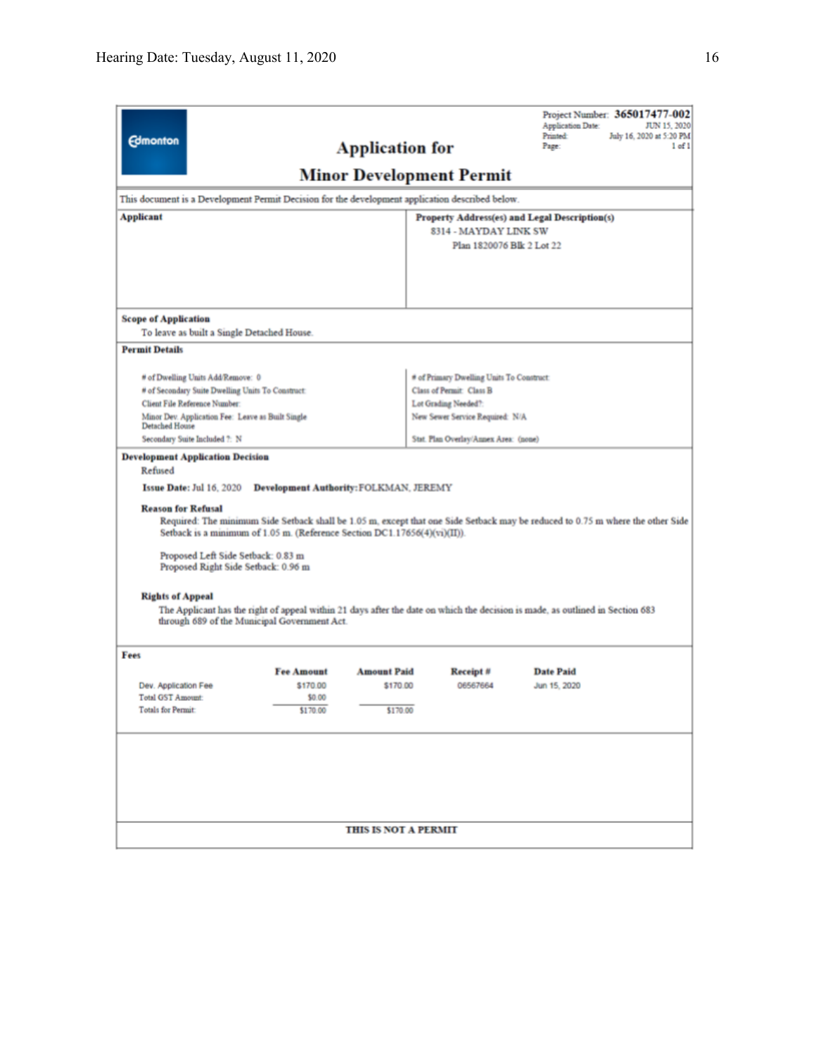Edmonton

# Application for Minor Development Permit

Project Number: **365017477-002**
Application Date: JUN 15, 2020
Printed: July 16, 2020 at 5:20 PM
Page: 1 of 1

This document is a Development Permit Decision for the development application described below.

**Applicant**

**Property Address(es) and Legal Description(s)**
8314 - MAYDAY LINK SW
Plan 1820076 Blk 2 Lot 22

**Scope of Application**
To leave as built a Single Detached House.

**Permit Details**

# of Dwelling Units Add/Remove: 0
# of Secondary Suite Dwelling Units To Construct:
Client File Reference Number:
Minor Dev. Application Fee: Leave as Built Single Detached House
Secondary Suite Included ?: N

# of Primary Dwelling Units To Construct:
Class of Permit: Class B
Lot Grading Needed?:
New Sewer Service Required: N/A
Stat. Plan Overlay/Annex Area: (none)

**Development Application Decision**
Refused

**Issue Date:** Jul 16, 2020 **Development Authority:** FOLKMAN, JEREMY

**Reason for Refusal**

Required: The minimum Side Setback shall be 1.05 m, except that one Side Setback may be reduced to 0.75 m where the other Side Setback is a minimum of 1.05 m. (Reference Section DC1.17656(4)(vi)(II)).

Proposed Left Side Setback: 0.83 m
Proposed Right Side Setback: 0.96 m

**Rights of Appeal**

The Applicant has the right of appeal within 21 days after the date on which the decision is made, as outlined in Section 683 through 689 of the Municipal Government Act.

**Fees**

| | Fee Amount | Amount Paid | Receipt # | Date Paid |
|---|---|---|---|---|
| Dev. Application Fee | $170.00 | $170.00 | 06567664 | Jun 15, 2020 |
| Total GST Amount: | $0.00 | | | |
| Totals for Permit: | $170.00 | $170.00 | | |

**THIS IS NOT A PERMIT**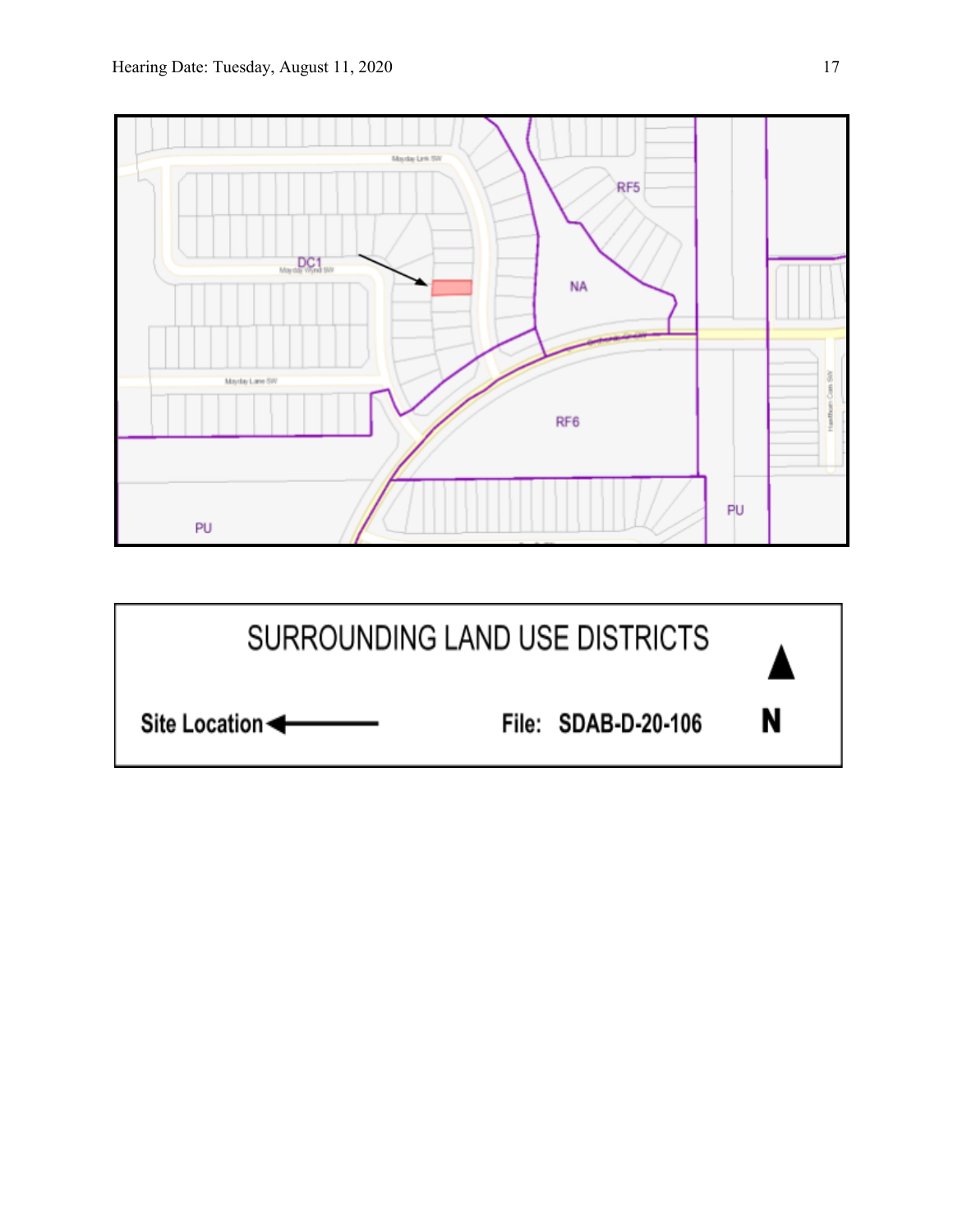DC1

Mayday Wynd SW

Mayday Link SW

Mayday Lane SW

RF5

NA

RF6

PU

PU

SURROUNDING LAND USE DISTRICTS

Site Location

File: SDAB-D-20-106

N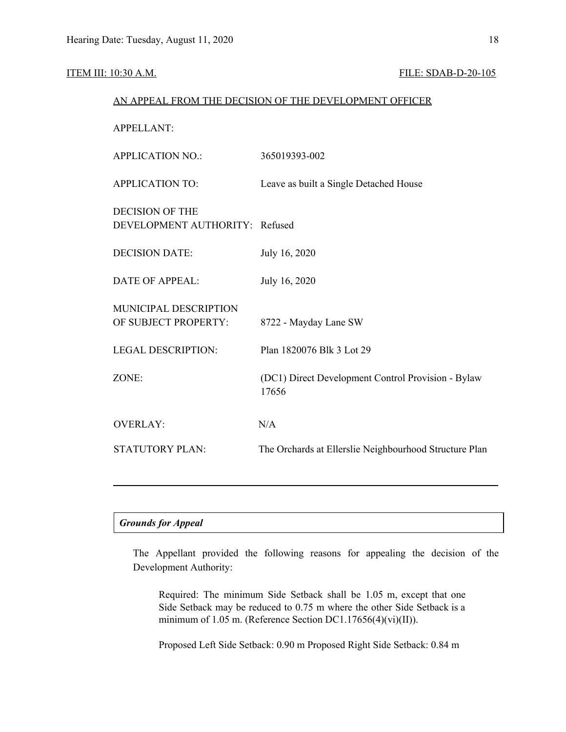ITEM III: 10:30 A.M. FILE: SDAB-D-20-105

AN APPEAL FROM THE DECISION OF THE DEVELOPMENT OFFICER

| | |
|---|---|
| APPELLANT: | |
| APPLICATION NO.: | 365019393-002 |
| APPLICATION TO: | Leave as built a Single Detached House |
| DECISION OF THE DEVELOPMENT AUTHORITY: | Refused |
| DECISION DATE: | July 16, 2020 |
| DATE OF APPEAL: | July 16, 2020 |
| MUNICIPAL DESCRIPTION OF SUBJECT PROPERTY: | 8722 - Mayday Lane SW |
| LEGAL DESCRIPTION: | Plan 1820076 Blk 3 Lot 29 |
| ZONE: | (DC1) Direct Development Control Provision - Bylaw 17656 |
| OVERLAY: | N/A |
| STATUTORY PLAN: | The Orchards at Ellerslie Neighbourhood Structure Plan |

---

***Grounds for Appeal***

The Appellant provided the following reasons for appealing the decision of the Development Authority:

> Required: The minimum Side Setback shall be 1.05 m, except that one Side Setback may be reduced to 0.75 m where the other Side Setback is a minimum of 1.05 m. (Reference Section DC1.17656(4)(vi)(II)).
>
> Proposed Left Side Setback: 0.90 m Proposed Right Side Setback: 0.84 m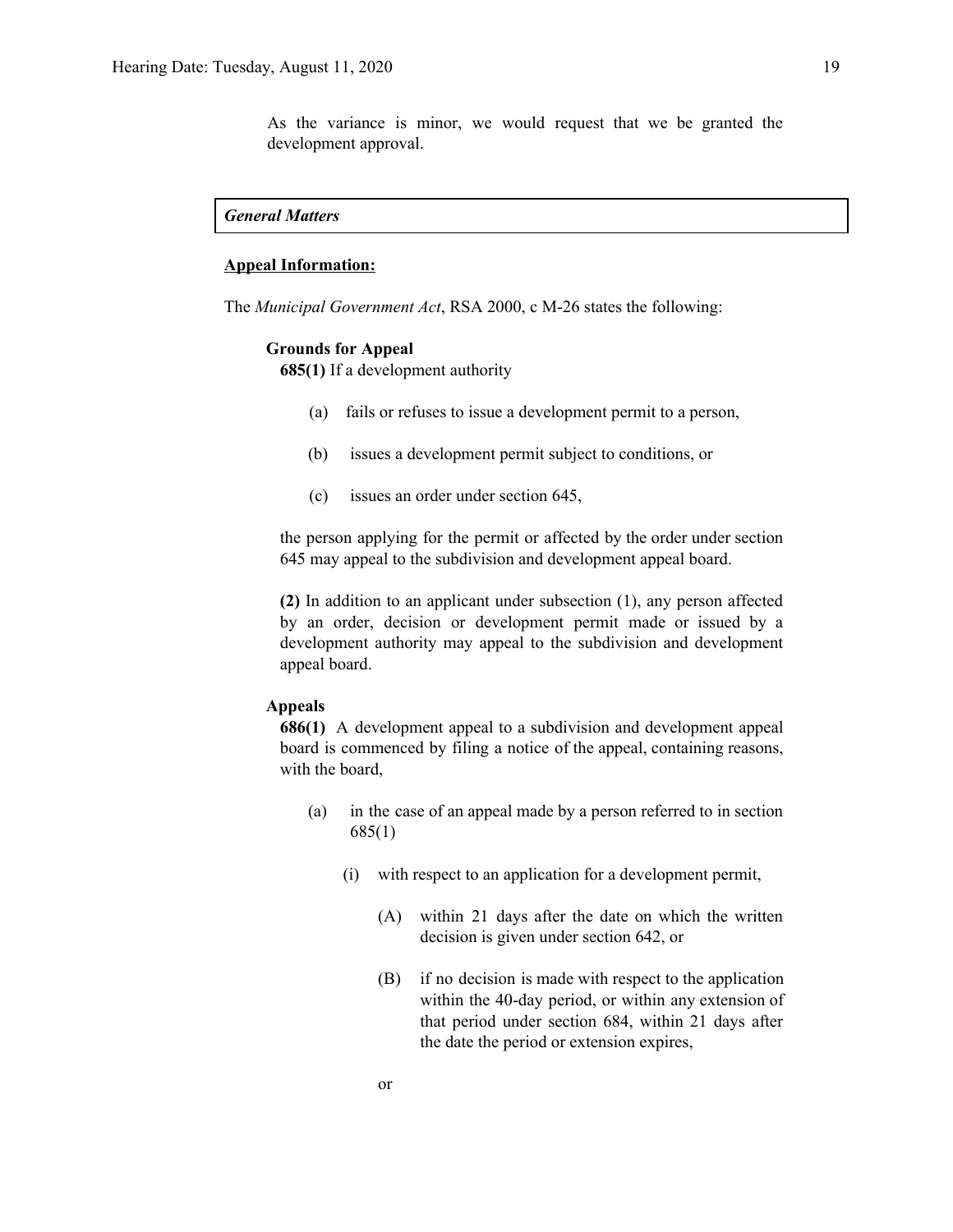As the variance is minor, we would request that we be granted the development approval.

***General Matters***

**Appeal Information:**

The *Municipal Government Act*, RSA 2000, c M-26 states the following:

**Grounds for Appeal**

**685(1)** If a development authority

(a) fails or refuses to issue a development permit to a person,

(b) issues a development permit subject to conditions, or

(c) issues an order under section 645,

the person applying for the permit or affected by the order under section 645 may appeal to the subdivision and development appeal board.

**(2)** In addition to an applicant under subsection (1), any person affected by an order, decision or development permit made or issued by a development authority may appeal to the subdivision and development appeal board.

**Appeals**

**686(1)** A development appeal to a subdivision and development appeal board is commenced by filing a notice of the appeal, containing reasons, with the board,

(a) in the case of an appeal made by a person referred to in section 685(1)

(i) with respect to an application for a development permit,

(A) within 21 days after the date on which the written decision is given under section 642, or

(B) if no decision is made with respect to the application within the 40-day period, or within any extension of that period under section 684, within 21 days after the date the period or extension expires,

or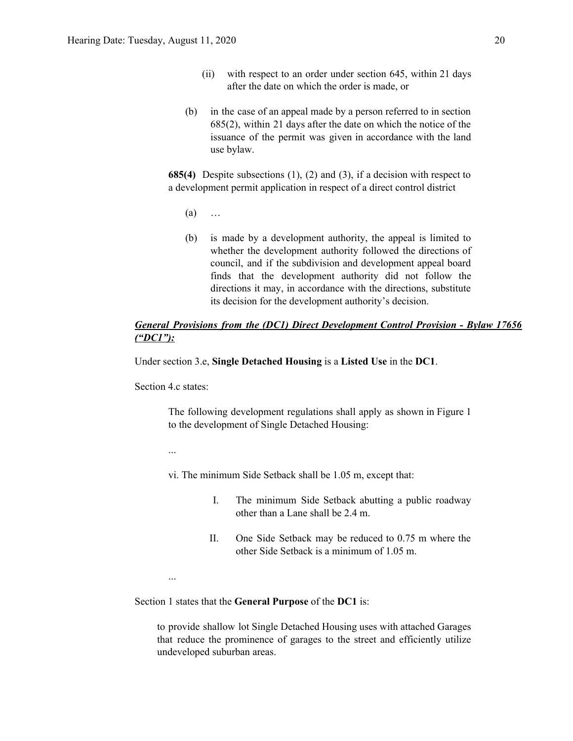(ii) with respect to an order under section 645, within 21 days after the date on which the order is made, or

(b) in the case of an appeal made by a person referred to in section 685(2), within 21 days after the date on which the notice of the issuance of the permit was given in accordance with the land use bylaw.

**685(4)** Despite subsections (1), (2) and (3), if a decision with respect to a development permit application in respect of a direct control district

(a) …

(b) is made by a development authority, the appeal is limited to whether the development authority followed the directions of council, and if the subdivision and development appeal board finds that the development authority did not follow the directions it may, in accordance with the directions, substitute its decision for the development authority's decision.

***General Provisions from the (DC1) Direct Development Control Provision - Bylaw 17656 ("DC1"):***

Under section 3.e, **Single Detached Housing** is a **Listed Use** in the **DC1**.

Section 4.c states:

> The following development regulations shall apply as shown in Figure 1 to the development of Single Detached Housing:
>
> ...
>
> vi. The minimum Side Setback shall be 1.05 m, except that:
>
> I. The minimum Side Setback abutting a public roadway other than a Lane shall be 2.4 m.
>
> II. One Side Setback may be reduced to 0.75 m where the other Side Setback is a minimum of 1.05 m.
>
> ...

Section 1 states that the **General Purpose** of the **DC1** is:

> to provide shallow lot Single Detached Housing uses with attached Garages that reduce the prominence of garages to the street and efficiently utilize undeveloped suburban areas.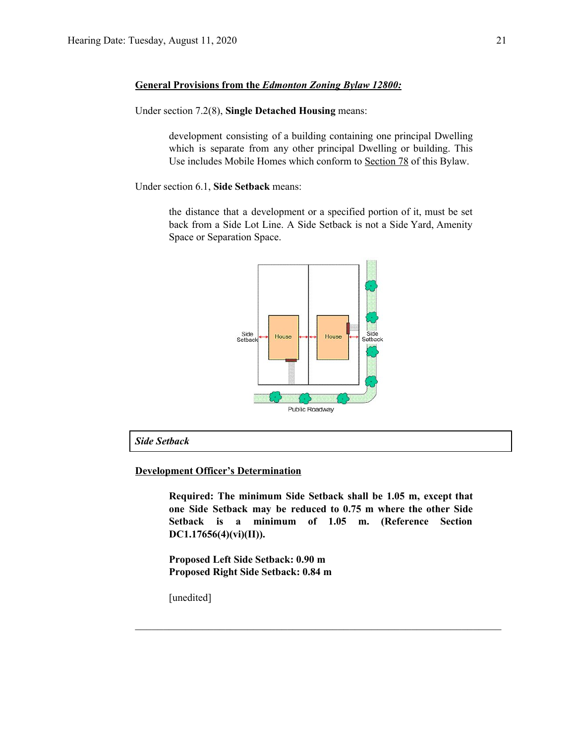**General Provisions from the *Edmonton Zoning Bylaw 12800:***

Under section 7.2(8), **Single Detached Housing** means:

> development consisting of a building containing one principal Dwelling which is separate from any other principal Dwelling or building. This Use includes Mobile Homes which conform to Section 78 of this Bylaw.

Under section 6.1, **Side Setback** means:

> the distance that a development or a specified portion of it, must be set back from a Side Lot Line. A Side Setback is not a Side Yard, Amenity Space or Separation Space.

***Side Setback***

**Development Officer's Determination**

> **Required: The minimum Side Setback shall be 1.05 m, except that one Side Setback may be reduced to 0.75 m where the other Side Setback is a minimum of 1.05 m. (Reference Section DC1.17656(4)(vi)(II)).**
>
> **Proposed Left Side Setback: 0.90 m**
> **Proposed Right Side Setback: 0.84 m**
>
> [unedited]

---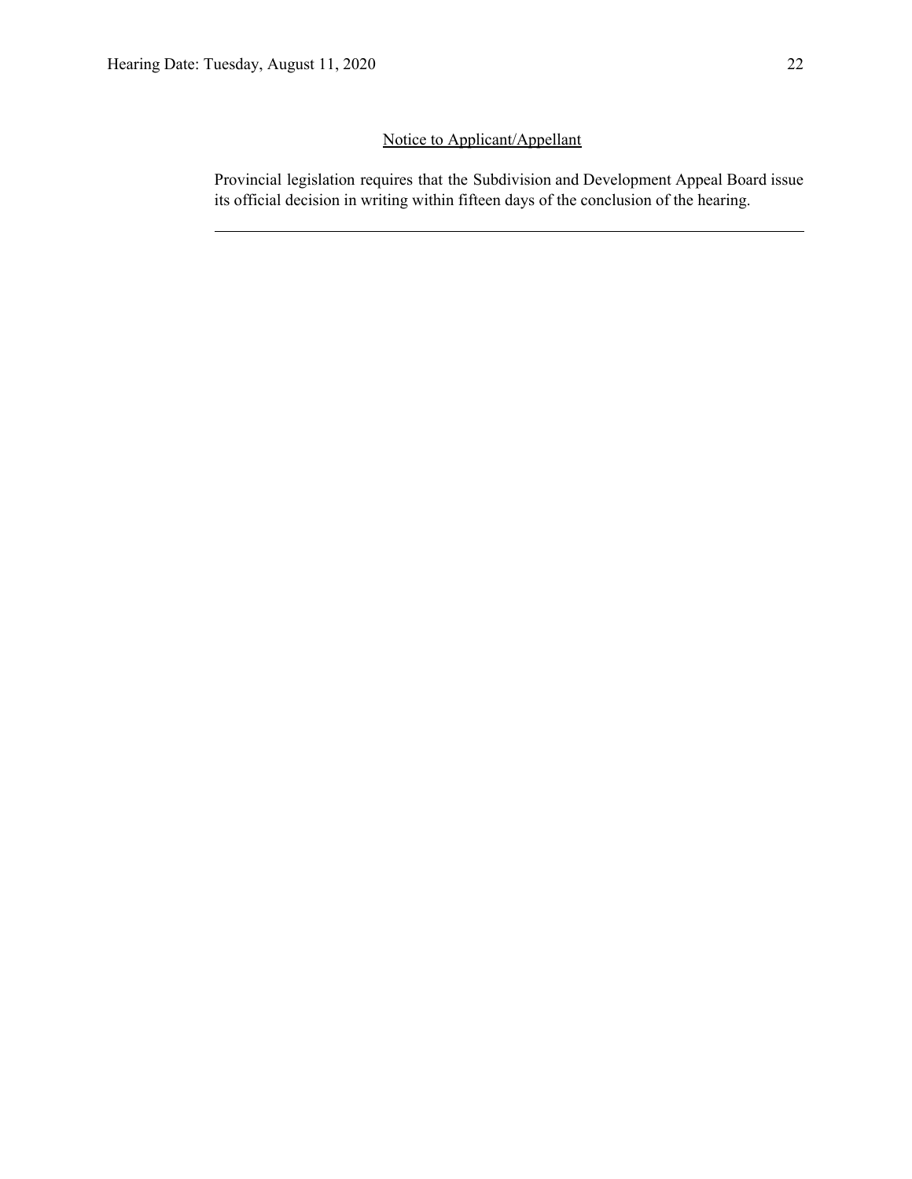<u>Notice to Applicant/Appellant</u>

Provincial legislation requires that the Subdivision and Development Appeal Board issue its official decision in writing within fifteen days of the conclusion of the hearing.

---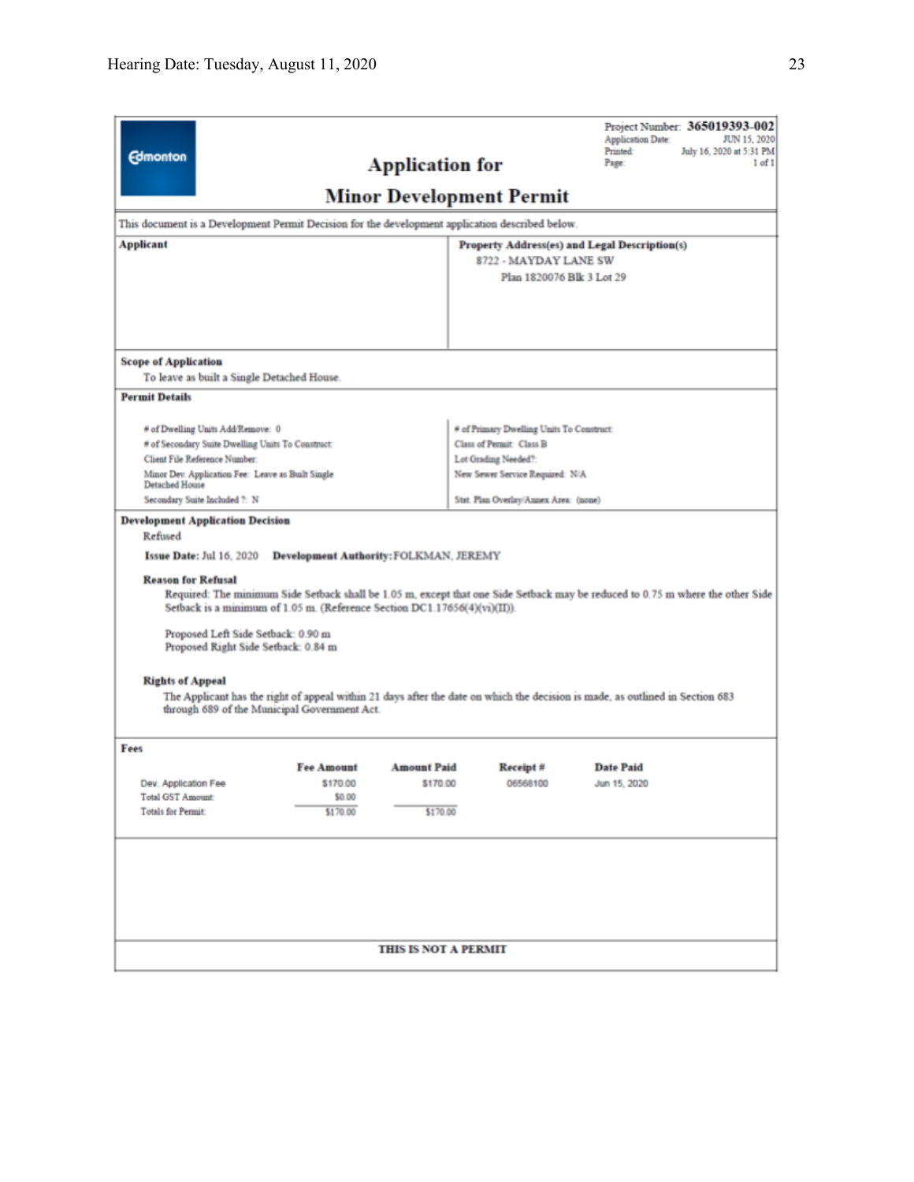Project Number: **365019393-002**
Application Date: JUN 15, 2020
Printed: July 16, 2020 at 5:31 PM
Page: 1 of 1

# Application for Minor Development Permit

This document is a Development Permit Decision for the development application described below.

**Applicant**

**Property Address(es) and Legal Description(s)**
8722 - MAYDAY LANE SW
Plan 1820076 Blk 3 Lot 29

**Scope of Application**
To leave as built a Single Detached House.

**Permit Details**

# of Dwelling Units Add/Remove: 0
# of Secondary Suite Dwelling Units To Construct:
Client File Reference Number:
Minor Dev. Application Fee: Leave as Built Single Detached House
Secondary Suite Included ?: N

# of Primary Dwelling Units To Construct:
Class of Permit: Class B
Lot Grading Needed?:
New Sewer Service Required: N/A
Stat. Plan Overlay/Annex Area: (none)

**Development Application Decision**
Refused

**Issue Date:** Jul 16, 2020 **Development Authority:** FOLKMAN, JEREMY

**Reason for Refusal**
Required: The minimum Side Setback shall be 1.05 m, except that one Side Setback may be reduced to 0.75 m where the other Side Setback is a minimum of 1.05 m. (Reference Section DC1.17656(4)(vi)(II)).

Proposed Left Side Setback: 0.90 m
Proposed Right Side Setback: 0.84 m

**Rights of Appeal**
The Applicant has the right of appeal within 21 days after the date on which the decision is made, as outlined in Section 683 through 689 of the Municipal Government Act.

**Fees**

| | Fee Amount | Amount Paid | Receipt # | Date Paid |
|---|---|---|---|---|
| Dev. Application Fee | $170.00 | $170.00 | 06568100 | Jun 15, 2020 |
| Total GST Amount: | $0.00 | | | |
| Totals for Permit: | $170.00 | $170.00 | | |

**THIS IS NOT A PERMIT**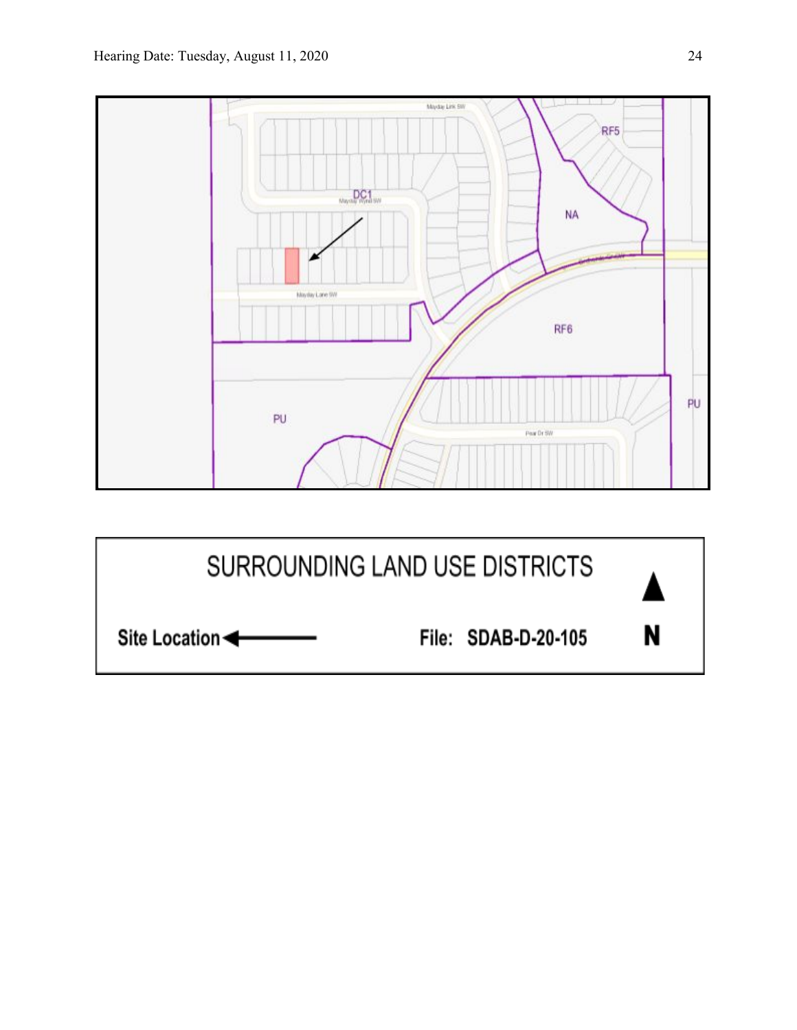DC1

RF5

NA

RF6

PU

PU

Mayday Link SW

Mayday Wynd SW

Mayday Lane SW

Pear Dr SW

SURROUNDING LAND USE DISTRICTS

Site Location

File: SDAB-D-20-105

N